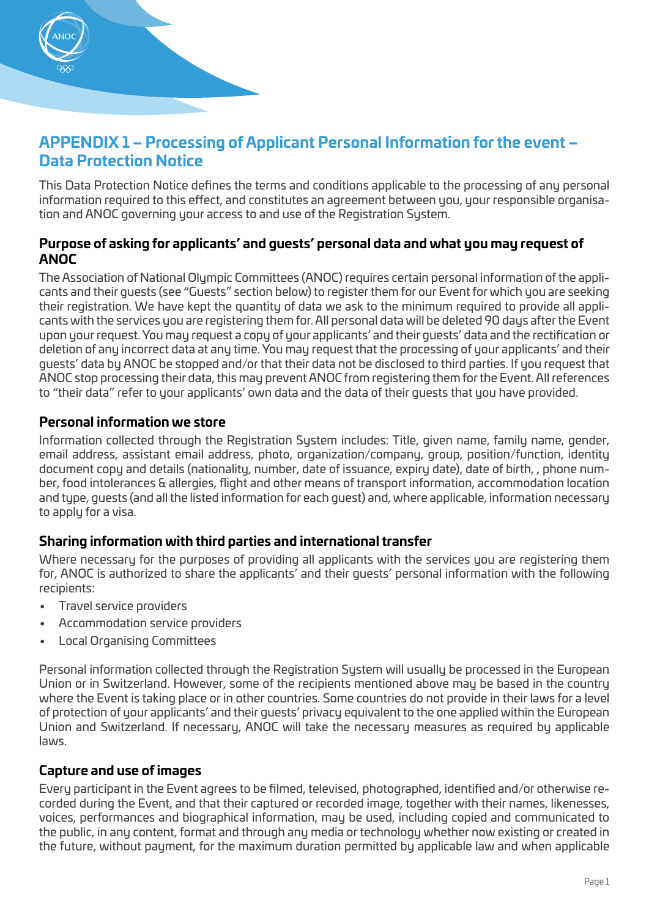# APPENDIX 1 – Processing of Applicant Personal Information for the event – Data Protection Notice

This Data Protection Notice defines the terms and conditions applicable to the processing of any personal information required to this effect, and constitutes an agreement between you, your responsible organisation and ANOC governing your access to and use of the Registration System.

## Purpose of asking for applicants' and guests' personal data and what you may request of ANOC

The Association of National Olympic Committees (ANOC) requires certain personal information of the applicants and their guests (see "Guests" section below) to register them for our Event for which you are seeking their registration. We have kept the quantity of data we ask to the minimum required to provide all applicants with the services you are registering them for. All personal data will be deleted 90 days after the Event upon your request. You may request a copy of your applicants' and their guests' data and the rectification or deletion of any incorrect data at any time. You may request that the processing of your applicants' and their guests' data by ANOC be stopped and/or that their data not be disclosed to third parties. If you request that ANOC stop processing their data, this may prevent ANOC from registering them for the Event. All references to "their data" refer to your applicants' own data and the data of their guests that you have provided.

## Personal information we store

Information collected through the Registration System includes: Title, given name, family name, gender, email address, assistant email address, photo, organization/company, group, position/function, identity document copy and details (nationality, number, date of issuance, expiry date), date of birth, , phone number, food intolerances & allergies, flight and other means of transport information, accommodation location and type, guests (and all the listed information for each guest) and, where applicable, information necessary to apply for a visa.

## Sharing information with third parties and international transfer

Where necessary for the purposes of providing all applicants with the services you are registering them for, ANOC is authorized to share the applicants' and their guests' personal information with the following recipients:

- Travel service providers
- Accommodation service providers
- Local Organising Committees

Personal information collected through the Registration System will usually be processed in the European Union or in Switzerland. However, some of the recipients mentioned above may be based in the country where the Event is taking place or in other countries. Some countries do not provide in their laws for a level of protection of your applicants' and their guests' privacy equivalent to the one applied within the European Union and Switzerland. If necessary, ANOC will take the necessary measures as required by applicable laws.

## Capture and use of images

Every participant in the Event agrees to be filmed, televised, photographed, identified and/or otherwise recorded during the Event, and that their captured or recorded image, together with their names, likenesses, voices, performances and biographical information, may be used, including copied and communicated to the public, in any content, format and through any media or technology whether now existing or created in the future, without payment, for the maximum duration permitted by applicable law and when applicable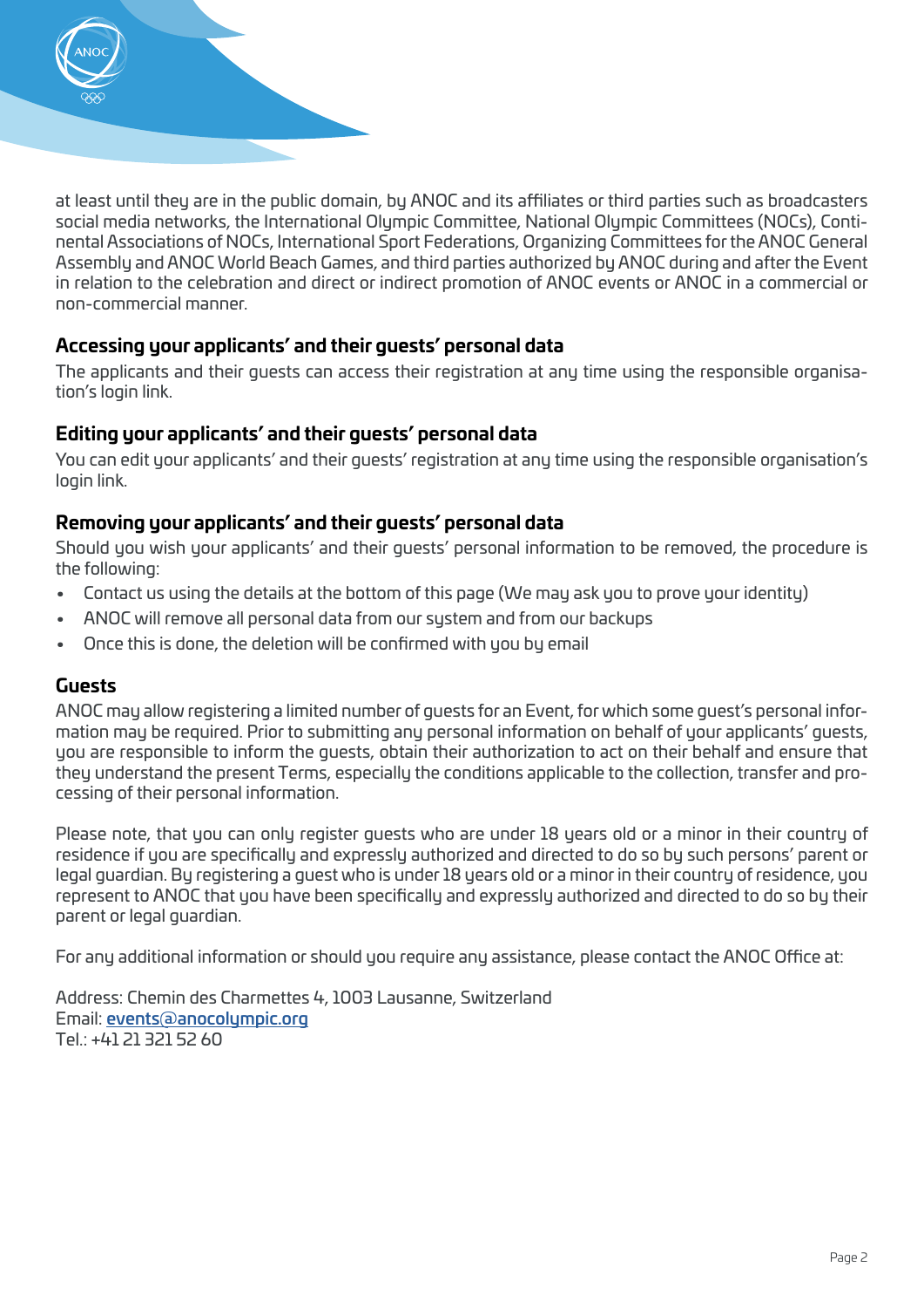at least until they are in the public domain, by ANOC and its affiliates or third parties such as broadcasters social media networks, the International Olympic Committee, National Olympic Committees (NOCs), Continental Associations of NOCs, International Sport Federations, Organizing Committees for the ANOC General Assembly and ANOC World Beach Games, and third parties authorized by ANOC during and after the Event in relation to the celebration and direct or indirect promotion of ANOC events or ANOC in a commercial or non-commercial manner.

### Accessing your applicants' and their guests' personal data

The applicants and their guests can access their registration at any time using the responsible organisation's login link.

### Editing your applicants' and their guests' personal data

You can edit your applicants' and their guests' registration at any time using the responsible organisation's login link.

### Removing your applicants' and their guests' personal data

Should you wish your applicants' and their guests' personal information to be removed, the procedure is the following:

- Contact us using the details at the bottom of this page (We may ask you to prove your identity)
- ANOC will remove all personal data from our system and from our backups
- Once this is done, the deletion will be confirmed with you by email

### Guests

ANOC may allow registering a limited number of guests for an Event, for which some guest's personal information may be required. Prior to submitting any personal information on behalf of your applicants' guests, you are responsible to inform the guests, obtain their authorization to act on their behalf and ensure that they understand the present Terms, especially the conditions applicable to the collection, transfer and processing of their personal information.

Please note, that you can only register guests who are under 18 years old or a minor in their country of residence if you are specifically and expressly authorized and directed to do so by such persons' parent or legal guardian. By registering a guest who is under 18 years old or a minor in their country of residence, you represent to ANOC that you have been specifically and expressly authorized and directed to do so by their parent or legal guardian.

For any additional information or should you require any assistance, please contact the ANOC Office at:

Address: Chemin des Charmettes 4, 1003 Lausanne, Switzerland
Email: **events@anocolympic.org**
Tel.: +41 21 321 52 60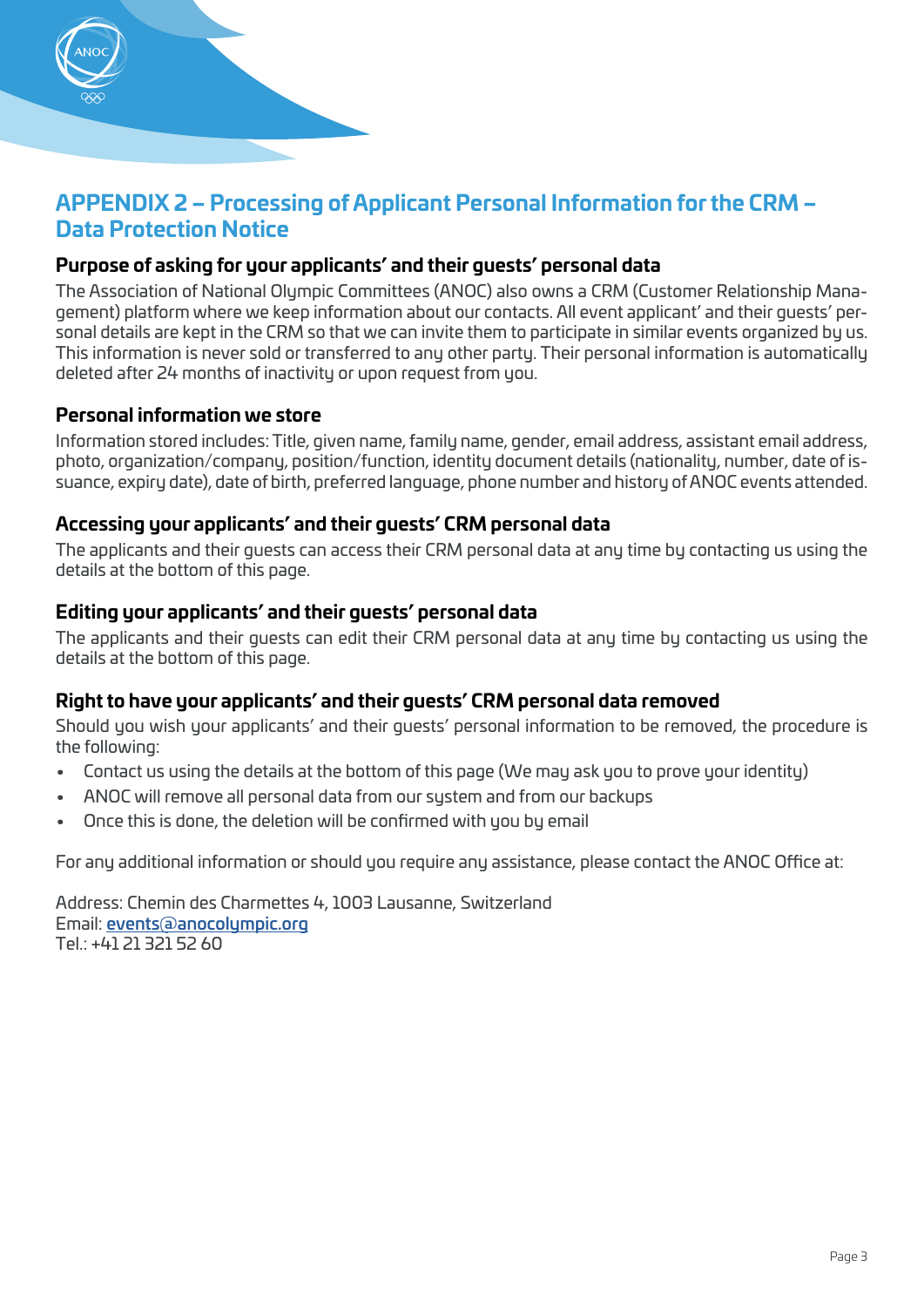## APPENDIX 2 – Processing of Applicant Personal Information for the CRM – Data Protection Notice

### Purpose of asking for your applicants' and their guests' personal data

The Association of National Olympic Committees (ANOC) also owns a CRM (Customer Relationship Management) platform where we keep information about our contacts. All event applicant' and their guests' personal details are kept in the CRM so that we can invite them to participate in similar events organized by us. This information is never sold or transferred to any other party. Their personal information is automatically deleted after 24 months of inactivity or upon request from you.

### Personal information we store

Information stored includes: Title, given name, family name, gender, email address, assistant email address, photo, organization/company, position/function, identity document details (nationality, number, date of issuance, expiry date), date of birth, preferred language, phone number and history of ANOC events attended.

### Accessing your applicants' and their guests' CRM personal data

The applicants and their guests can access their CRM personal data at any time by contacting us using the details at the bottom of this page.

### Editing your applicants' and their guests' personal data

The applicants and their guests can edit their CRM personal data at any time by contacting us using the details at the bottom of this page.

### Right to have your applicants' and their guests' CRM personal data removed

Should you wish your applicants' and their guests' personal information to be removed, the procedure is the following:

- Contact us using the details at the bottom of this page (We may ask you to prove your identity)
- ANOC will remove all personal data from our system and from our backups
- Once this is done, the deletion will be confirmed with you by email

For any additional information or should you require any assistance, please contact the ANOC Office at:

Address: Chemin des Charmettes 4, 1003 Lausanne, Switzerland
Email: events@anocolympic.org
Tel.: +41 21 321 52 60